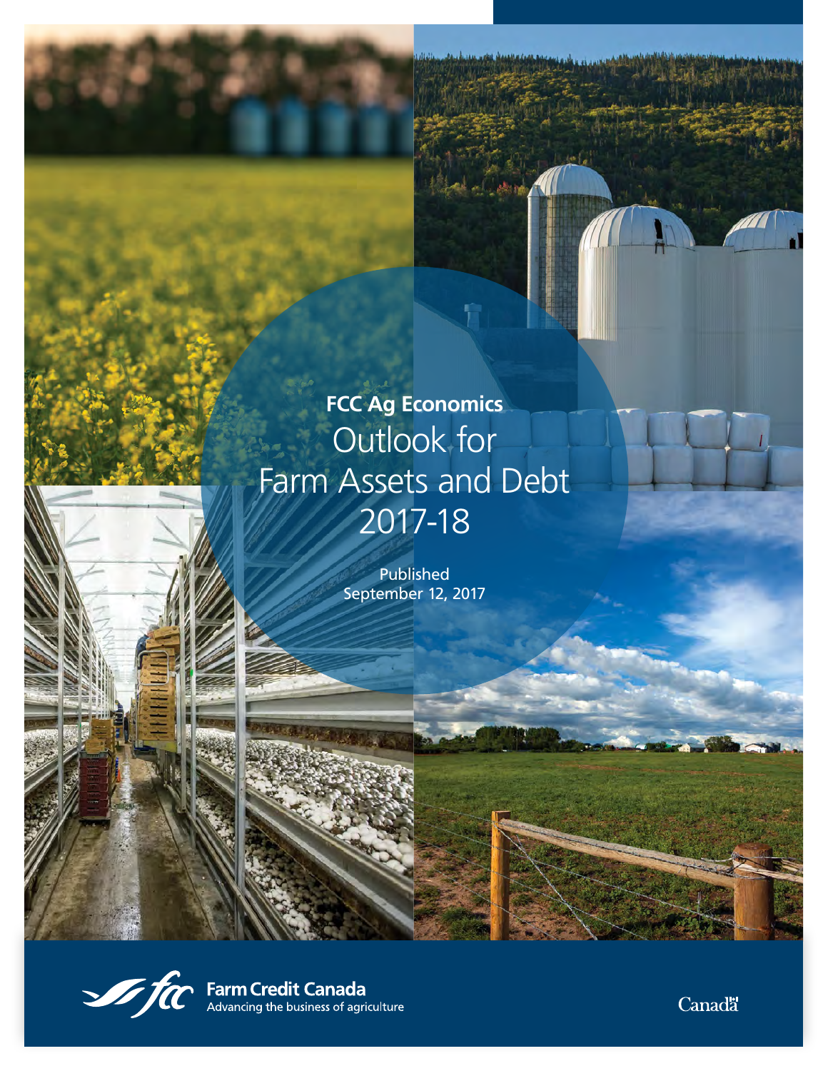**FCC Ag Economics**

# Outlook for Farm Assets and Debt 2017-18

Published
September 12, 2017

Farm Credit Canada
Advancing the business of agriculture

Canada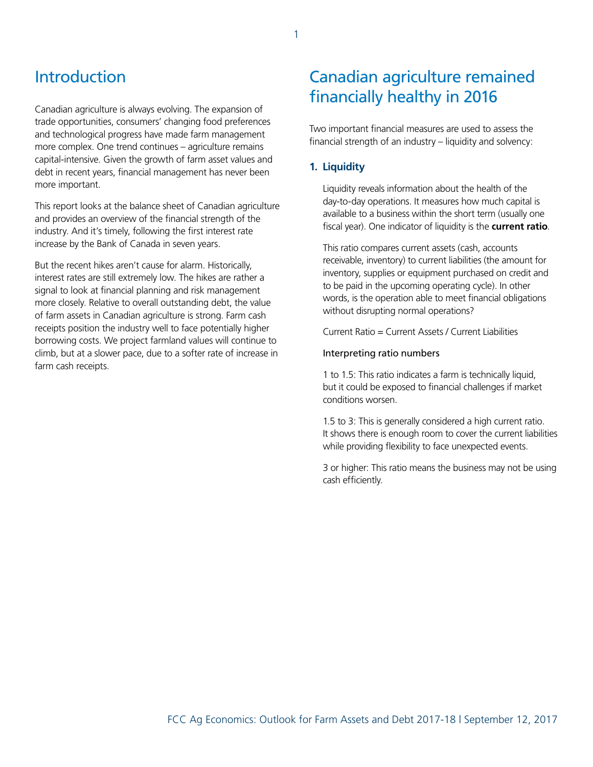## Introduction

Canadian agriculture is always evolving. The expansion of trade opportunities, consumers' changing food preferences and technological progress have made farm management more complex. One trend continues – agriculture remains capital-intensive. Given the growth of farm asset values and debt in recent years, financial management has never been more important.

This report looks at the balance sheet of Canadian agriculture and provides an overview of the financial strength of the industry. And it's timely, following the first interest rate increase by the Bank of Canada in seven years.

But the recent hikes aren't cause for alarm. Historically, interest rates are still extremely low. The hikes are rather a signal to look at financial planning and risk management more closely. Relative to overall outstanding debt, the value of farm assets in Canadian agriculture is strong. Farm cash receipts position the industry well to face potentially higher borrowing costs. We project farmland values will continue to climb, but at a slower pace, due to a softer rate of increase in farm cash receipts.

## Canadian agriculture remained financially healthy in 2016

Two important financial measures are used to assess the financial strength of an industry – liquidity and solvency:

### 1. Liquidity

Liquidity reveals information about the health of the day-to-day operations. It measures how much capital is available to a business within the short term (usually one fiscal year). One indicator of liquidity is the **current ratio**.

This ratio compares current assets (cash, accounts receivable, inventory) to current liabilities (the amount for inventory, supplies or equipment purchased on credit and to be paid in the upcoming operating cycle). In other words, is the operation able to meet financial obligations without disrupting normal operations?

Current Ratio = Current Assets / Current Liabilities

Interpreting ratio numbers

1 to 1.5: This ratio indicates a farm is technically liquid, but it could be exposed to financial challenges if market conditions worsen.

1.5 to 3: This is generally considered a high current ratio. It shows there is enough room to cover the current liabilities while providing flexibility to face unexpected events.

3 or higher: This ratio means the business may not be using cash efficiently.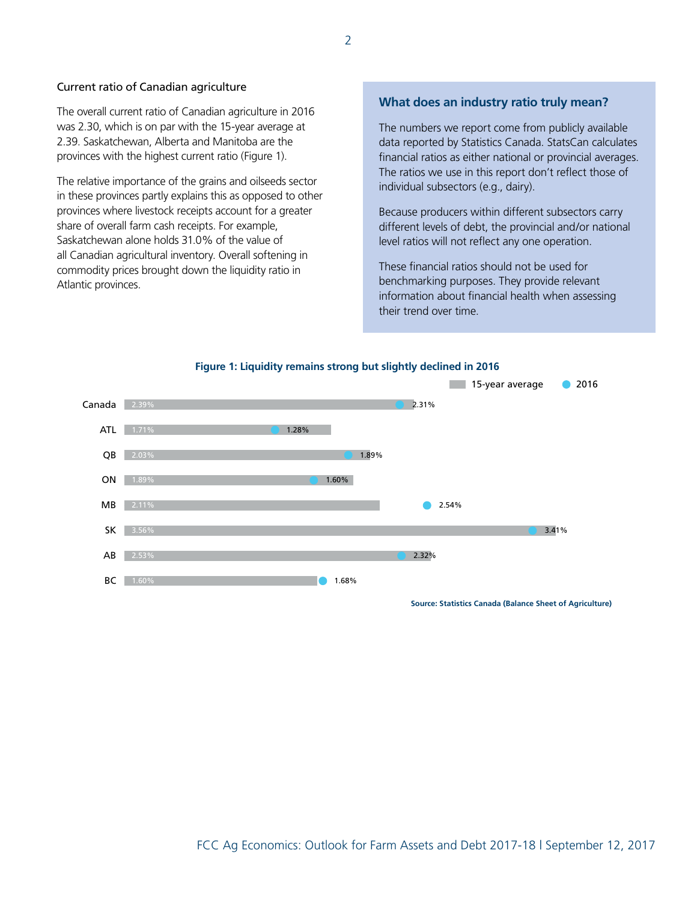### Current ratio of Canadian agriculture

The overall current ratio of Canadian agriculture in 2016 was 2.30, which is on par with the 15-year average at 2.39. Saskatchewan, Alberta and Manitoba are the provinces with the highest current ratio (Figure 1).

The relative importance of the grains and oilseeds sector in these provinces partly explains this as opposed to other provinces where livestock receipts account for a greater share of overall farm cash receipts. For example, Saskatchewan alone holds 31.0% of the value of all Canadian agricultural inventory. Overall softening in commodity prices brought down the liquidity ratio in Atlantic provinces.

### What does an industry ratio truly mean?

The numbers we report come from publicly available data reported by Statistics Canada. StatsCan calculates financial ratios as either national or provincial averages. The ratios we use in this report don't reflect those of individual subsectors (e.g., dairy).

Because producers within different subsectors carry different levels of debt, the provincial and/or national level ratios will not reflect any one operation.

These financial ratios should not be used for benchmarking purposes. They provide relevant information about financial health when assessing their trend over time.

**Figure 1: Liquidity remains strong but slightly declined in 2016**

| | 15-year average | 2016 |
|---|---|---|
| Canada | 2.39% | 2.31% |
| ATL | 1.71% | 1.28% |
| QB | 2.03% | 1.89% |
| ON | 1.89% | 1.60% |
| MB | 2.11% | 2.54% |
| SK | 3.56% | 3.41% |
| AB | 2.53% | 2.32% |
| BC | 1.60% | 1.68% |

**Source: Statistics Canada (Balance Sheet of Agriculture)**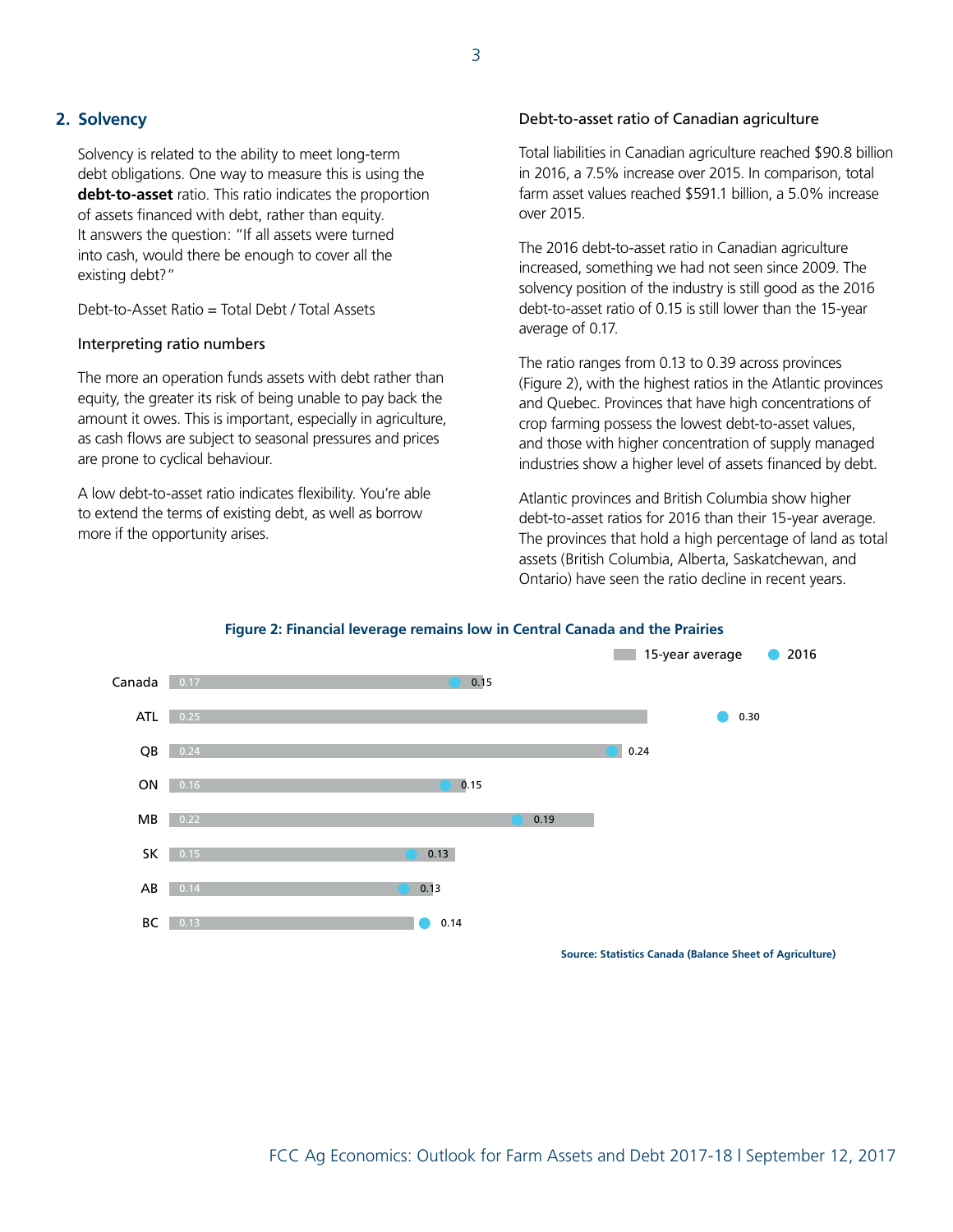## 2. Solvency

Solvency is related to the ability to meet long-term debt obligations. One way to measure this is using the **debt-to-asset** ratio. This ratio indicates the proportion of assets financed with debt, rather than equity. It answers the question: "If all assets were turned into cash, would there be enough to cover all the existing debt?"

Debt-to-Asset Ratio = Total Debt / Total Assets

### Interpreting ratio numbers

The more an operation funds assets with debt rather than equity, the greater its risk of being unable to pay back the amount it owes. This is important, especially in agriculture, as cash flows are subject to seasonal pressures and prices are prone to cyclical behaviour.

A low debt-to-asset ratio indicates flexibility. You're able to extend the terms of existing debt, as well as borrow more if the opportunity arises.

### Debt-to-asset ratio of Canadian agriculture

Total liabilities in Canadian agriculture reached $90.8 billion in 2016, a 7.5% increase over 2015. In comparison, total farm asset values reached $591.1 billion, a 5.0% increase over 2015.

The 2016 debt-to-asset ratio in Canadian agriculture increased, something we had not seen since 2009. The solvency position of the industry is still good as the 2016 debt-to-asset ratio of 0.15 is still lower than the 15-year average of 0.17.

The ratio ranges from 0.13 to 0.39 across provinces (Figure 2), with the highest ratios in the Atlantic provinces and Quebec. Provinces that have high concentrations of crop farming possess the lowest debt-to-asset values, and those with higher concentration of supply managed industries show a higher level of assets financed by debt.

Atlantic provinces and British Columbia show higher debt-to-asset ratios for 2016 than their 15-year average. The provinces that hold a high percentage of land as total assets (British Columbia, Alberta, Saskatchewan, and Ontario) have seen the ratio decline in recent years.

**Figure 2: Financial leverage remains low in Central Canada and the Prairies**

| Region | 15-year average | 2016 |
|---|---|---|
| Canada | 0.17 | 0.15 |
| ATL | 0.25 | 0.30 |
| QB | 0.24 | 0.24 |
| ON | 0.16 | 0.15 |
| MB | 0.22 | 0.19 |
| SK | 0.15 | 0.13 |
| AB | 0.14 | 0.13 |
| BC | 0.13 | 0.14 |

Source: Statistics Canada (Balance Sheet of Agriculture)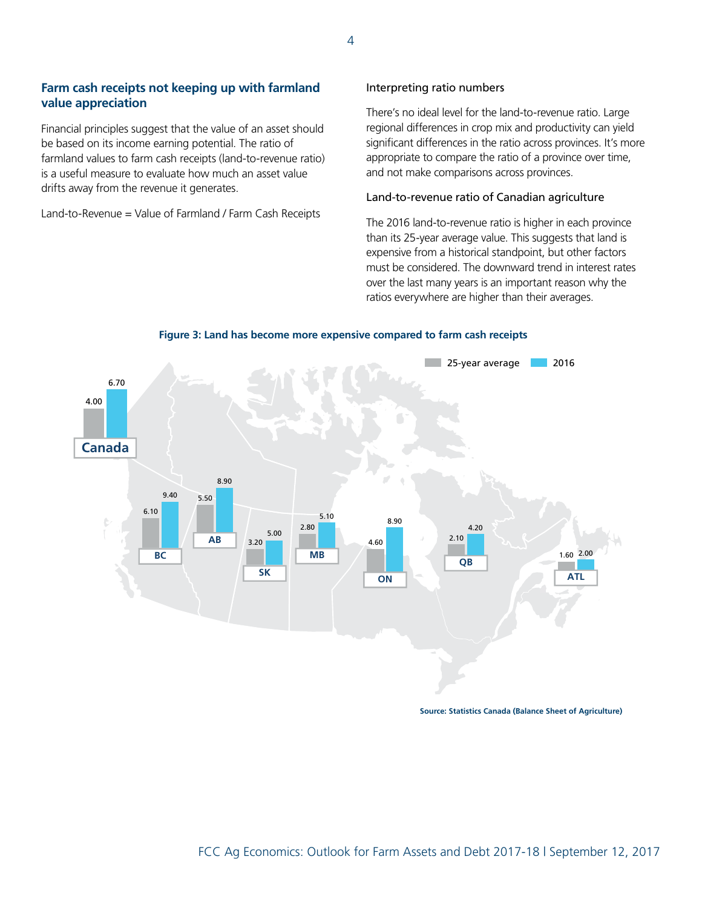## Farm cash receipts not keeping up with farmland value appreciation

Financial principles suggest that the value of an asset should be based on its income earning potential. The ratio of farmland values to farm cash receipts (land-to-revenue ratio) is a useful measure to evaluate how much an asset value drifts away from the revenue it generates.

Land-to-Revenue = Value of Farmland / Farm Cash Receipts

### Interpreting ratio numbers

There's no ideal level for the land-to-revenue ratio. Large regional differences in crop mix and productivity can yield significant differences in the ratio across provinces. It's more appropriate to compare the ratio of a province over time, and not make comparisons across provinces.

### Land-to-revenue ratio of Canadian agriculture

The 2016 land-to-revenue ratio is higher in each province than its 25-year average value. This suggests that land is expensive from a historical standpoint, but other factors must be considered. The downward trend in interest rates over the last many years is an important reason why the ratios everywhere are higher than their averages.

**Figure 3: Land has become more expensive compared to farm cash receipts**

| Region | 25-year average | 2016 |
|---|---|---|
| Canada | 4.00 | 6.70 |
| BC | 6.10 | 9.40 |
| AB | 5.50 | 8.90 |
| SK | 3.20 | 5.00 |
| MB | 2.80 | 5.10 |
| ON | 4.60 | 8.90 |
| QB | 2.10 | 4.20 |
| ATL | 1.60 | 2.00 |

Source: Statistics Canada (Balance Sheet of Agriculture)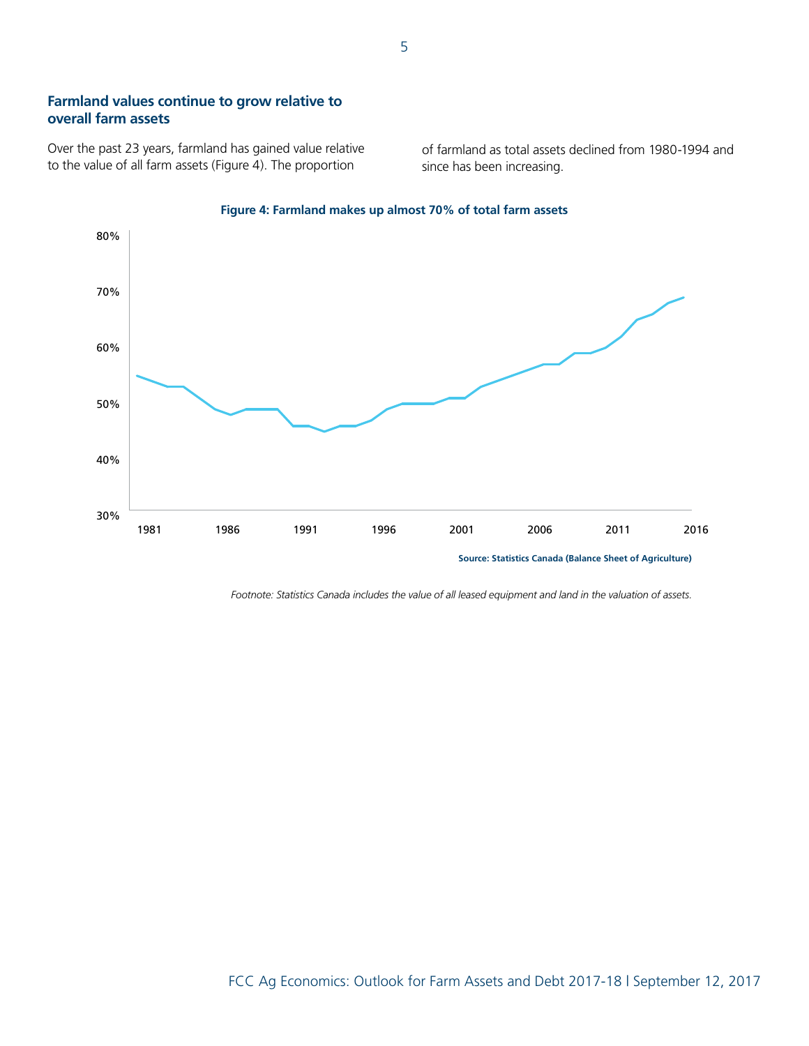## Farmland values continue to grow relative to overall farm assets

Over the past 23 years, farmland has gained value relative to the value of all farm assets (Figure 4). The proportion of farmland as total assets declined from 1980-1994 and since has been increasing.

**Figure 4: Farmland makes up almost 70% of total farm assets**

**Source: Statistics Canada (Balance Sheet of Agriculture)**

*Footnote: Statistics Canada includes the value of all leased equipment and land in the valuation of assets.*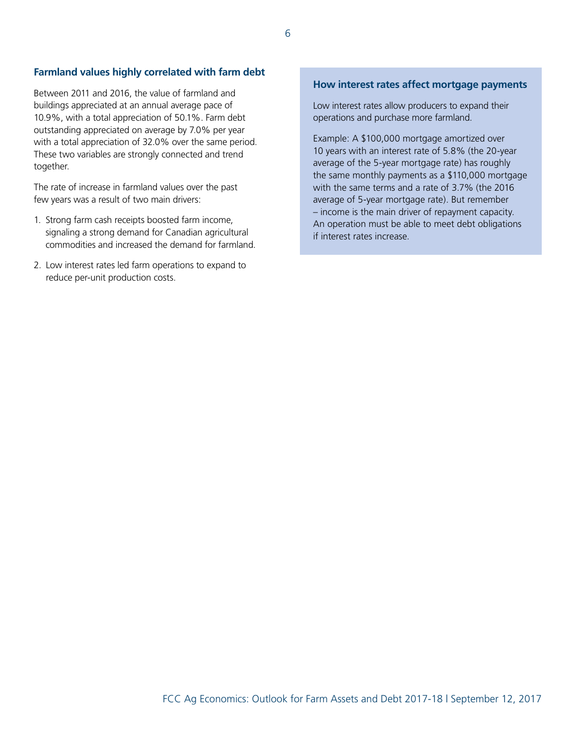## Farmland values highly correlated with farm debt

Between 2011 and 2016, the value of farmland and buildings appreciated at an annual average pace of 10.9%, with a total appreciation of 50.1%. Farm debt outstanding appreciated on average by 7.0% per year with a total appreciated of 32.0% over the same period. These two variables are strongly connected and trend together.

The rate of increase in farmland values over the past few years was a result of two main drivers:

1. Strong farm cash receipts boosted farm income, signaling a strong demand for Canadian agricultural commodities and increased the demand for farmland.
2. Low interest rates led farm operations to expand to reduce per-unit production costs.

### How interest rates affect mortgage payments

Low interest rates allow producers to expand their operations and purchase more farmland.

Example: A $100,000 mortgage amortized over 10 years with an interest rate of 5.8% (the 20-year average of the 5-year mortgage rate) has roughly the same monthly payments as a $110,000 mortgage with the same terms and a rate of 3.7% (the 2016 average of 5-year mortgage rate). But remember – income is the main driver of repayment capacity. An operation must be able to meet debt obligations if interest rates increase.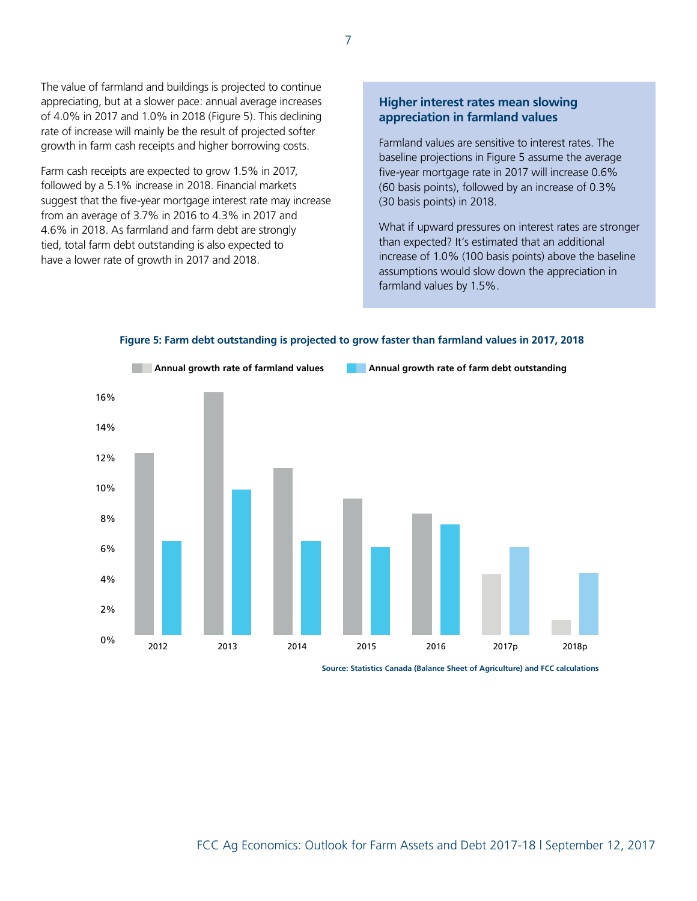The value of farmland and buildings is projected to continue appreciating, but at a slower pace: annual average increases of 4.0% in 2017 and 1.0% in 2018 (Figure 5). This declining rate of increase will mainly be the result of projected softer growth in farm cash receipts and higher borrowing costs.

Farm cash receipts are expected to grow 1.5% in 2017, followed by a 5.1% increase in 2018. Financial markets suggest that the five-year mortgage interest rate may increase from an average of 3.7% in 2016 to 4.3% in 2017 and 4.6% in 2018. As farmland and farm debt are strongly tied, total farm debt outstanding is also expected to have a lower rate of growth in 2017 and 2018.

### Higher interest rates mean slowing appreciation in farmland values

Farmland values are sensitive to interest rates. The baseline projections in Figure 5 assume the average five-year mortgage rate in 2017 will increase 0.6% (60 basis points), followed by an increase of 0.3% (30 basis points) in 2018.

What if upward pressures on interest rates are stronger than expected? It's estimated that an additional increase of 1.0% (100 basis points) above the baseline assumptions would slow down the appreciation in farmland values by 1.5%.

**Figure 5: Farm debt outstanding is projected to grow faster than farmland values in 2017, 2018**

Annual growth rate of farmland values | Annual growth rate of farm debt outstanding

16% 14% 12% 10% 8% 6% 4% 2% 0%

2012 2013 2014 2015 2016 2017p 2018p

**Source: Statistics Canada (Balance Sheet of Agriculture) and FCC calculations**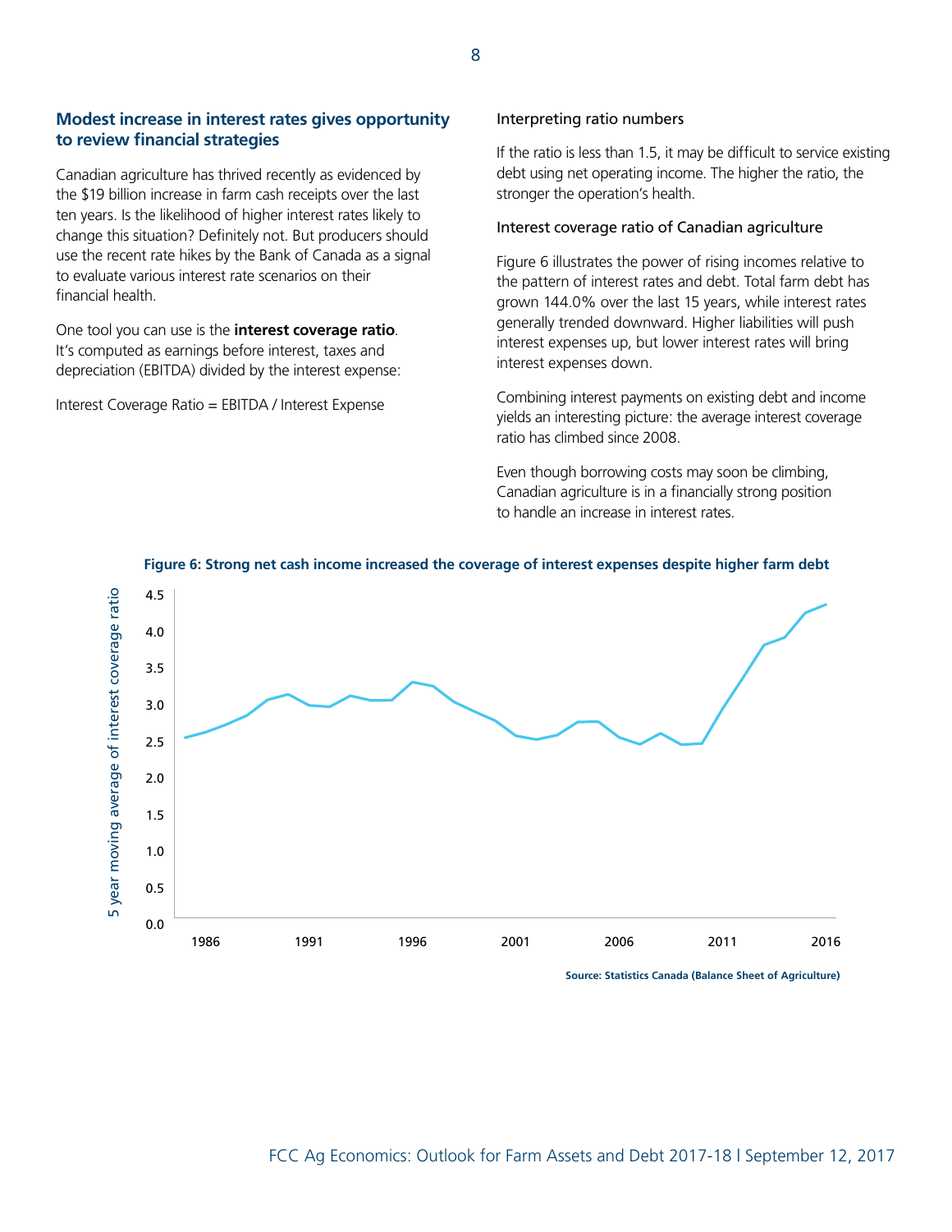## Modest increase in interest rates gives opportunity to review financial strategies

Canadian agriculture has thrived recently as evidenced by the $19 billion increase in farm cash receipts over the last ten years. Is the likelihood of higher interest rates likely to change this situation? Definitely not. But producers should use the recent rate hikes by the Bank of Canada as a signal to evaluate various interest rate scenarios on their financial health.

One tool you can use is the **interest coverage ratio**. It's computed as earnings before interest, taxes and depreciation (EBITDA) divided by the interest expense:

Interest Coverage Ratio = EBITDA / Interest Expense

### Interpreting ratio numbers

If the ratio is less than 1.5, it may be difficult to service existing debt using net operating income. The higher the ratio, the stronger the operation's health.

### Interest coverage ratio of Canadian agriculture

Figure 6 illustrates the power of rising incomes relative to the pattern of interest rates and debt. Total farm debt has grown 144.0% over the last 15 years, while interest rates generally trended downward. Higher liabilities will push interest expenses up, but lower interest rates will bring interest expenses down.

Combining interest payments on existing debt and income yields an interesting picture: the average interest coverage ratio has climbed since 2008.

Even though borrowing costs may soon be climbing, Canadian agriculture is in a financially strong position to handle an increase in interest rates.

**Figure 6: Strong net cash income increased the coverage of interest expenses despite higher farm debt**

**Source: Statistics Canada (Balance Sheet of Agriculture)**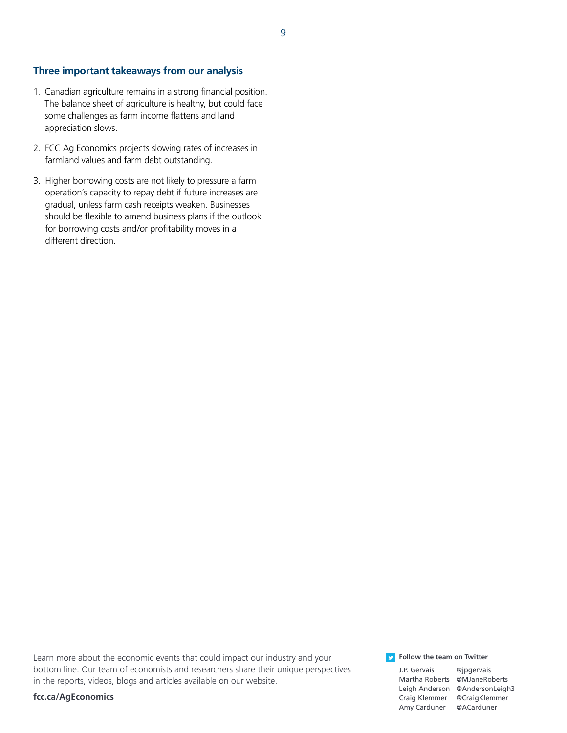### Three important takeaways from our analysis

1. Canadian agriculture remains in a strong financial position. The balance sheet of agriculture is healthy, but could face some challenges as farm income flattens and land appreciation slows.
2. FCC Ag Economics projects slowing rates of increases in farmland values and farm debt outstanding.
3. Higher borrowing costs are not likely to pressure a farm operation's capacity to repay debt if future increases are gradual, unless farm cash receipts weaken. Businesses should be flexible to amend business plans if the outlook for borrowing costs and/or profitability moves in a different direction.

---

Learn more about the economic events that could impact our industry and your bottom line. Our team of economists and researchers share their unique perspectives in the reports, videos, blogs and articles available on our website.

**fcc.ca/AgEconomics**

**Follow the team on Twitter**

J.P. Gervais @jpgervais
Martha Roberts @MJaneRoberts
Leigh Anderson @AndersonLeigh3
Craig Klemmer @CraigKlemmer
Amy Carduner @ACarduner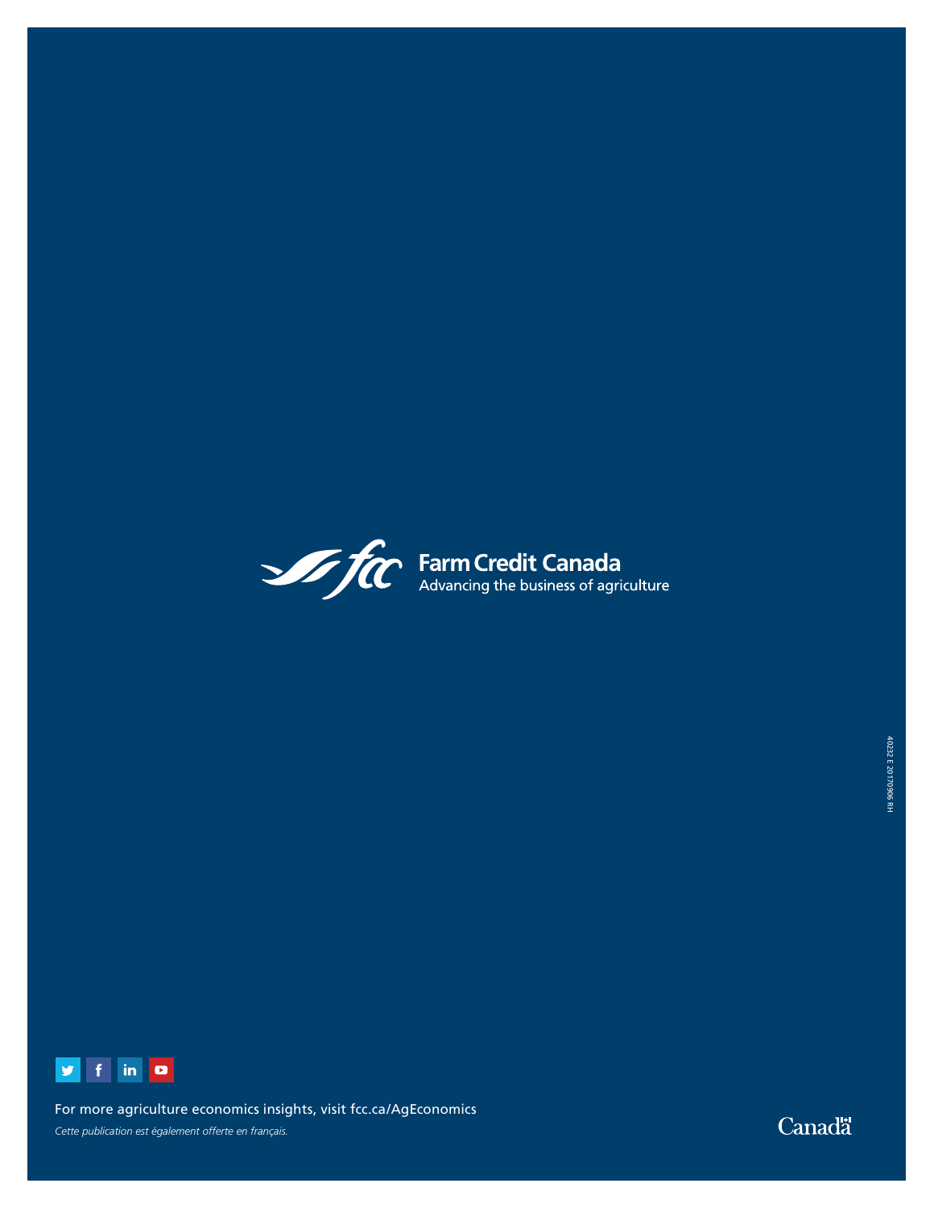**Farm Credit Canada**
Advancing the business of agriculture

40232 E 20170906 RH

For more agriculture economics insights, visit fcc.ca/AgEconomics

*Cette publication est également offerte en français.*

Canada